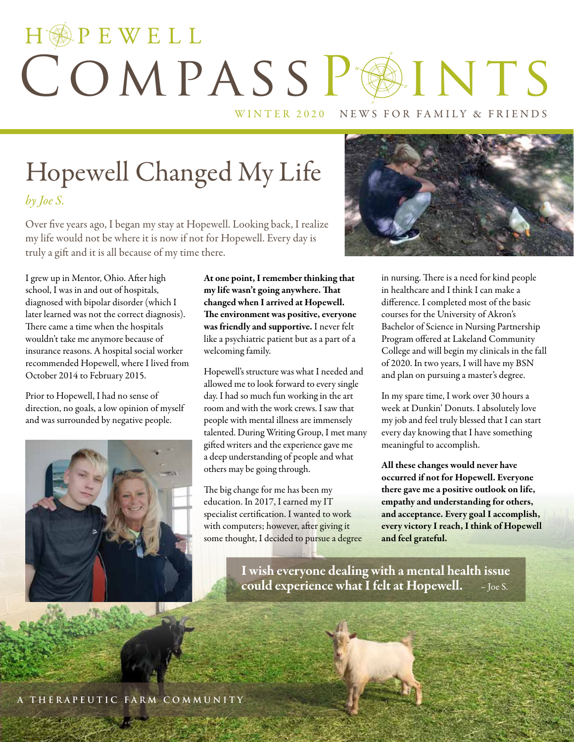# HOPEWELL COMPASS POINTS

WINTER 2020 NEWS FOR FAMILY & FRIENDS

## Hopewell Changed My Life

*by Joe S.*

Over five years ago, I began my stay at Hopewell. Looking back, I realize my life would not be where it is now if not for Hopewell. Every day is truly a gift and it is all because of my time there.

I grew up in Mentor, Ohio. After high school, I was in and out of hospitals, diagnosed with bipolar disorder (which I later learned was not the correct diagnosis). There came a time when the hospitals wouldn't take me anymore because of insurance reasons. A hospital social worker recommended Hopewell, where I lived from October 2014 to February 2015.

Prior to Hopewell, I had no sense of direction, no goals, a low opinion of myself and was surrounded by negative people.

**At one point, I remember thinking that my life wasn't going anywhere. That changed when I arrived at Hopewell. The environment was positive, everyone was friendly and supportive.** I never felt like a psychiatric patient but as a part of a welcoming family.

Hopewell's structure was what I needed and allowed me to look forward to every single day. I had so much fun working in the art room and with the work crews. I saw that people with mental illness are immensely talented. During Writing Group, I met many gifted writers and the experience gave me a deep understanding of people and what others may be going through.

The big change for me has been my education. In 2017, I earned my IT specialist certification. I wanted to work with computers; however, after giving it some thought, I decided to pursue a degree in nursing. There is a need for kind people in healthcare and I think I can make a difference. I completed most of the basic courses for the University of Akron's Bachelor of Science in Nursing Partnership Program offered at Lakeland Community College and will begin my clinicals in the fall of 2020. In two years, I will have my BSN and plan on pursuing a master's degree.

In my spare time, I work over 30 hours a week at Dunkin' Donuts. I absolutely love my job and feel truly blessed that I can start every day knowing that I have something meaningful to accomplish.

**All these changes would never have occurred if not for Hopewell. Everyone there gave me a positive outlook on life, empathy and understanding for others, and acceptance. Every goal I accomplish, every victory I reach, I think of Hopewell and feel grateful.**

**I wish everyone dealing with a mental health issue could experience what I felt at Hopewell.** – Joe S.

A THERAPEUTIC FARM COMMUNITY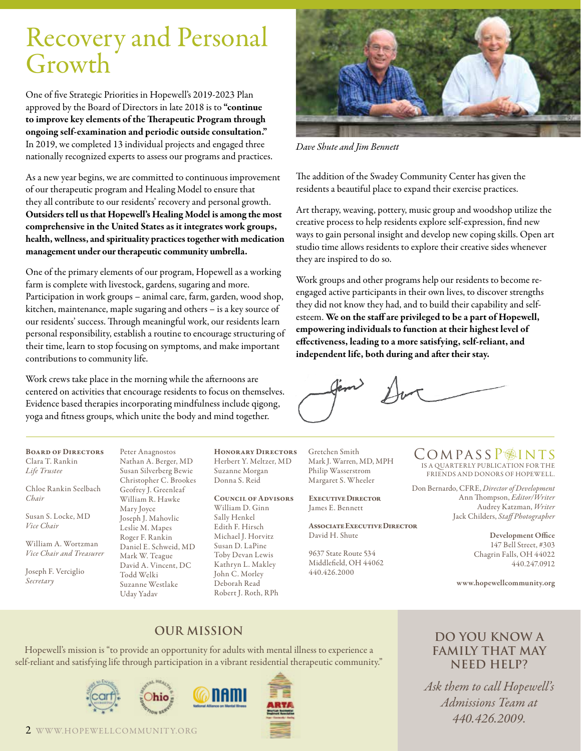# Recovery and Personal Growth

One of five Strategic Priorities in Hopewell's 2019-2023 Plan approved by the Board of Directors in late 2018 is to **"continue to improve key elements of the Therapeutic Program through ongoing self-examination and periodic outside consultation."** In 2019, we completed 13 individual projects and engaged three nationally recognized experts to assess our programs and practices.

As a new year begins, we are committed to continuous improvement of our therapeutic program and Healing Model to ensure that they all contribute to our residents' recovery and personal growth. **Outsiders tell us that Hopewell's Healing Model is among the most comprehensive in the United States as it integrates work groups, health, wellness, and spirituality practices together with medication management under our therapeutic community umbrella.**

One of the primary elements of our program, Hopewell as a working farm is complete with livestock, gardens, sugaring and more. Participation in work groups – animal care, farm, garden, wood shop, kitchen, maintenance, maple sugaring and others – is a key source of our residents' success. Through meaningful work, our residents learn personal responsibility, establish a routine to encourage structuring of their time, learn to stop focusing on symptoms, and make important contributions to community life.

Work crews take place in the morning while the afternoons are centered on activities that encourage residents to focus on themselves. Evidence based therapies incorporating mindfulness include qigong, yoga and fitness groups, which unite the body and mind together.

*Dave Shute and Jim Bennett*

The addition of the Swadey Community Center has given the residents a beautiful place to expand their exercise practices.

Art therapy, weaving, pottery, music group and woodshop utilize the creative process to help residents explore self-expression, find new ways to gain personal insight and develop new coping skills. Open art studio time allows residents to explore their creative sides whenever they are inspired to do so.

Work groups and other programs help our residents to become re-engaged active participants in their own lives, to discover strengths they did not know they had, and to build their capability and self-esteem. **We on the staff are privileged to be a part of Hopewell, empowering individuals to function at their highest level of effectiveness, leading to a more satisfying, self-reliant, and independent life, both during and after their stay.**

Jim Dave

**Board of Directors**

Clara T. Rankin
*Life Trustee*

Chloe Rankin Seelbach
*Chair*

Susan S. Locke, MD
*Vice Chair*

William A. Wortzman
*Vice Chair and Treasurer*

Joseph F. Verciglio
*Secretary*

Peter Anagnostos
Nathan A. Berger, MD
Susan Silverberg Bewie
Christopher C. Brookes
Geofrey J. Greenleaf
William R. Hawke
Mary Joyce
Joseph J. Mahovlic
Leslie M. Mapes
Roger F. Rankin
Daniel E. Schweid, MD
Mark W. Teague
David A. Vincent, DC
Todd Welki
Suzanne Westlake
Uday Yadav

**Honorary Directors**

Herbert Y. Meltzer, MD
Suzanne Morgan
Donna S. Reid

**Council of Advisors**

William D. Ginn
Sally Henkel
Edith F. Hirsch
Michael J. Horvitz
Susan D. LaPine
Toby Devan Lewis
Kathryn L. Makley
John C. Morley
Deborah Read
Robert J. Roth, RPh
Gretchen Smith
Mark J. Warren, MD, MPH
Philip Wasserstrom
Margaret S. Wheeler

**Executive Director**

James E. Bennett

**Associate Executive Director**

David H. Shute

9637 State Route 534
Middlefield, OH 44062
440.426.2000

**CompassPoints** is a quarterly publication for the friends and donors of Hopewell.

Don Bernardo, CFRE, *Director of Development*
Ann Thompson, *Editor/Writer*
Audrey Katzman, *Writer*
Jack Childers, *Staff Photographer*

**Development Office**
147 Bell Street, #303
Chagrin Falls, OH 44022
440.247.0912

**www.hopewellcommunity.org**

## OUR MISSION

Hopewell's mission is "to provide an opportunity for adults with mental illness to experience a self-reliant and satisfying life through participation in a vibrant residential therapeutic community."

## DO YOU KNOW A FAMILY THAT MAY NEED HELP?

*Ask them to call Hopewell's Admissions Team at 440.426.2009.*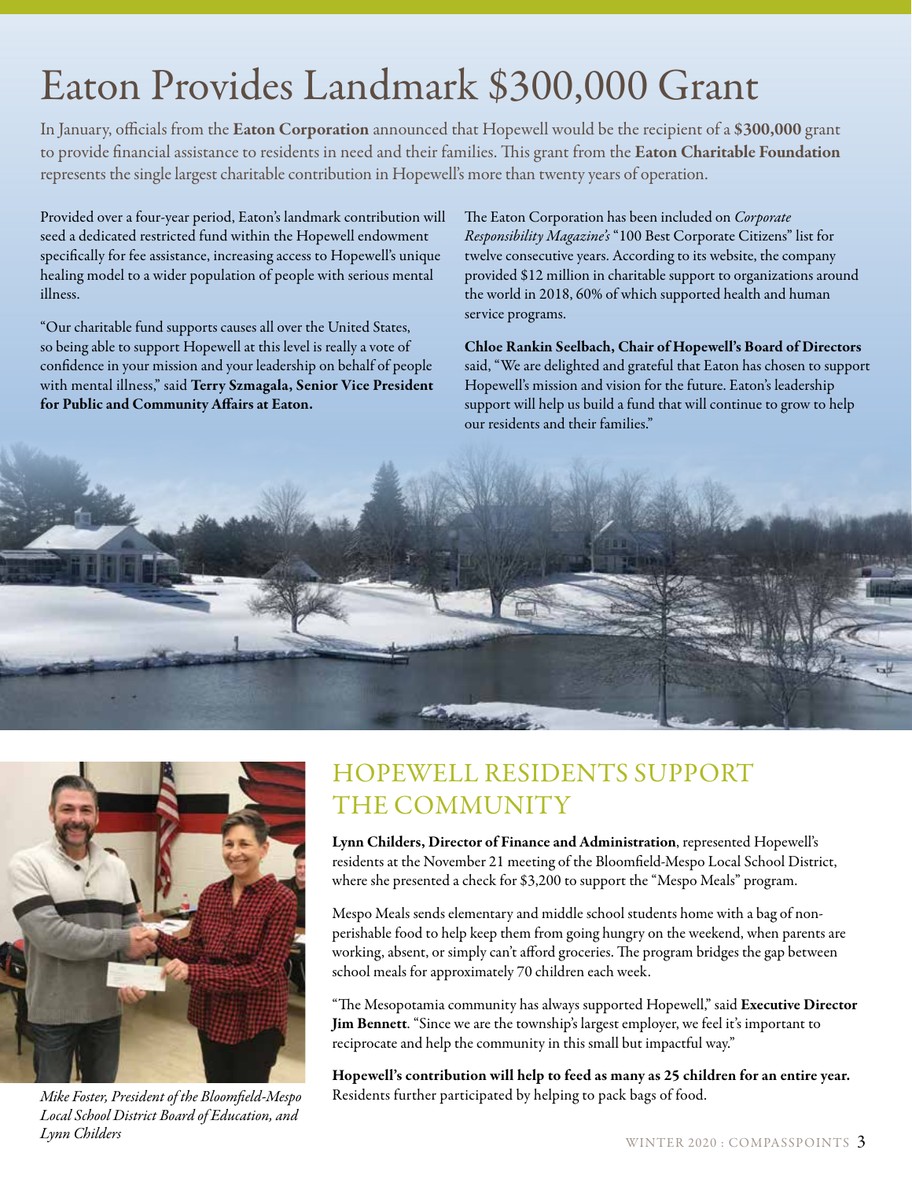# Eaton Provides Landmark $300,000 Grant

In January, officials from the **Eaton Corporation** announced that Hopewell would be the recipient of a **$300,000** grant to provide financial assistance to residents in need and their families. This grant from the **Eaton Charitable Foundation** represents the single largest charitable contribution in Hopewell's more than twenty years of operation.

Provided over a four-year period, Eaton's landmark contribution will seed a dedicated restricted fund within the Hopewell endowment specifically for fee assistance, increasing access to Hopewell's unique healing model to a wider population of people with serious mental illness.

"Our charitable fund supports causes all over the United States, so being able to support Hopewell at this level is really a vote of confidence in your mission and your leadership on behalf of people with mental illness," said **Terry Szmagala, Senior Vice President for Public and Community Affairs at Eaton.**

The Eaton Corporation has been included on *Corporate Responsibility Magazine's* "100 Best Corporate Citizens" list for twelve consecutive years. According to its website, the company provided $12 million in charitable support to organizations around the world in 2018, 60% of which supported health and human service programs.

**Chloe Rankin Seelbach, Chair of Hopewell's Board of Directors** said, "We are delighted and grateful that Eaton has chosen to support Hopewell's mission and vision for the future. Eaton's leadership support will help us build a fund that will continue to grow to help our residents and their families."

*Mike Foster, President of the Bloomfield-Mespo Local School District Board of Education, and Lynn Childers*

## HOPEWELL RESIDENTS SUPPORT THE COMMUNITY

**Lynn Childers, Director of Finance and Administration**, represented Hopewell's residents at the November 21 meeting of the Bloomfield-Mespo Local School District, where she presented a check for $3,200 to support the "Mespo Meals" program.

Mespo Meals sends elementary and middle school students home with a bag of non-perishable food to help keep them from going hungry on the weekend, when parents are working, absent, or simply can't afford groceries. The program bridges the gap between school meals for approximately 70 children each week.

"The Mesopotamia community has always supported Hopewell," said **Executive Director Jim Bennett**. "Since we are the township's largest employer, we feel it's important to reciprocate and help the community in this small but impactful way."

**Hopewell's contribution will help to feed as many as 25 children for an entire year.** Residents further participated by helping to pack bags of food.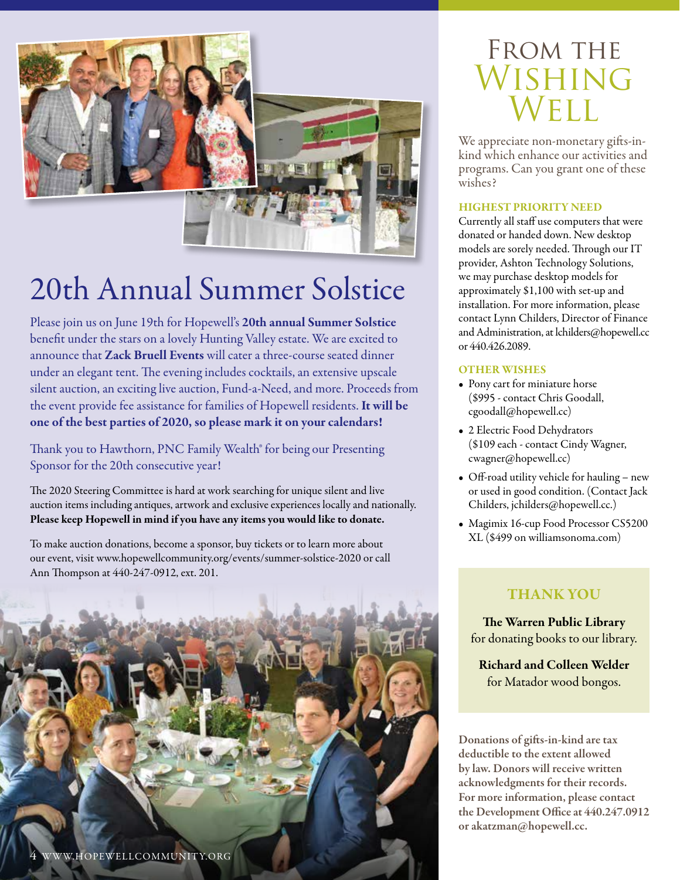# 20th Annual Summer Solstice

Please join us on June 19th for Hopewell's **20th annual Summer Solstice** benefit under the stars on a lovely Hunting Valley estate. We are excited to announce that **Zack Bruell Events** will cater a three-course seated dinner under an elegant tent. The evening includes cocktails, an extensive upscale silent auction, an exciting live auction, Fund-a-Need, and more. Proceeds from the event provide fee assistance for families of Hopewell residents. **It will be one of the best parties of 2020, so please mark it on your calendars!**

Thank you to Hawthorn, PNC Family Wealth® for being our Presenting Sponsor for the 20th consecutive year!

The 2020 Steering Committee is hard at work searching for unique silent and live auction items including antiques, artwork and exclusive experiences locally and nationally. **Please keep Hopewell in mind if you have any items you would like to donate.**

To make auction donations, become a sponsor, buy tickets or to learn more about our event, visit www.hopewellcommunity.org/events/summer-solstice-2020 or call Ann Thompson at 440-247-0912, ext. 201.

# From the Wishing Well

We appreciate non-monetary gifts-in-kind which enhance our activities and programs. Can you grant one of these wishes?

### HIGHEST PRIORITY NEED

Currently all staff use computers that were donated or handed down. New desktop models are sorely needed. Through our IT provider, Ashton Technology Solutions, we may purchase desktop models for approximately $1,100 with set-up and installation. For more information, please contact Lynn Childers, Director of Finance and Administration, at lchilders@hopewell.cc or 440.426.2089.

### OTHER WISHES

- Pony cart for miniature horse ($995 - contact Chris Goodall, cgoodall@hopewell.cc)
- 2 Electric Food Dehydrators ($109 each - contact Cindy Wagner, cwagner@hopewell.cc)
- Off-road utility vehicle for hauling – new or used in good condition. (Contact Jack Childers, jchilders@hopewell.cc.)
- Magimix 16-cup Food Processor CS5200 XL ($499 on williamsonoma.com)

### THANK YOU

**The Warren Public Library** for donating books to our library.

**Richard and Colleen Welder** for Matador wood bongos.

**Donations of gifts-in-kind are tax deductible to the extent allowed by law. Donors will receive written acknowledgments for their records. For more information, please contact the Development Office at 440.247.0912 or akatzman@hopewell.cc.**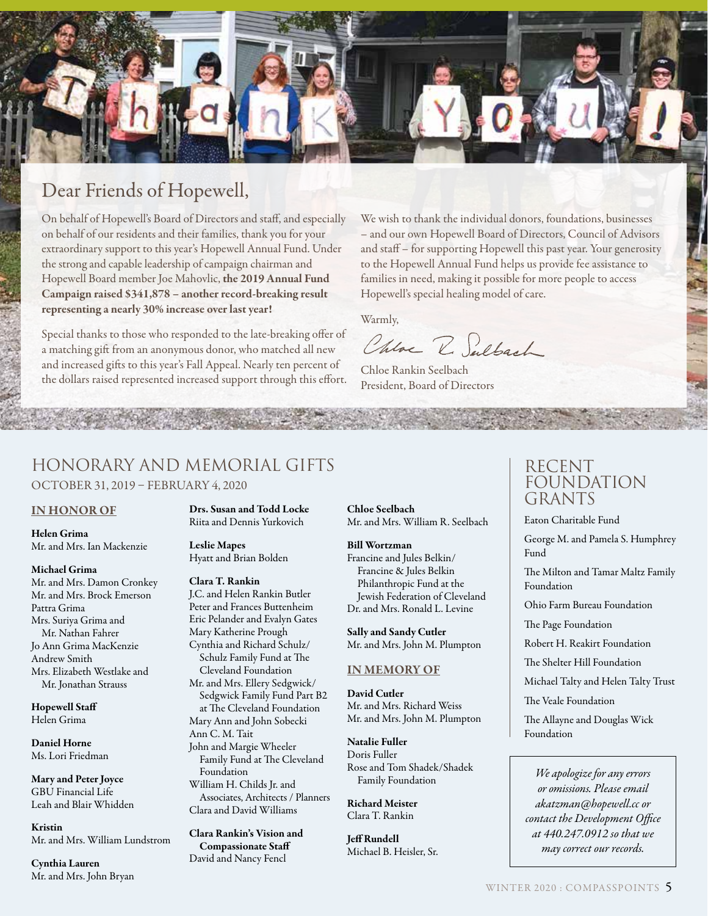# Dear Friends of Hopewell,

On behalf of Hopewell's Board of Directors and staff, and especially on behalf of our residents and their families, thank you for your extraordinary support to this year's Hopewell Annual Fund. Under the strong and capable leadership of campaign chairman and Hopewell Board member Joe Mahovlic, **the 2019 Annual Fund Campaign raised $341,878 – another record-breaking result representing a nearly 30% increase over last year!**

Special thanks to those who responded to the late-breaking offer of a matching gift from an anonymous donor, who matched all new and increased gifts to this year's Fall Appeal. Nearly ten percent of the dollars raised represented increased support through this effort.

We wish to thank the individual donors, foundations, businesses – and our own Hopewell Board of Directors, Council of Advisors and staff – for supporting Hopewell this past year. Your generosity to the Hopewell Annual Fund helps us provide fee assistance to families in need, making it possible for more people to access Hopewell's special healing model of care.

Warmly,

Chloe Rankin Seelbach
President, Board of Directors

## HONORARY AND MEMORIAL GIFTS

OCTOBER 31, 2019 – FEBRUARY 4, 2020

### IN HONOR OF

**Helen Grima**
Mr. and Mrs. Ian Mackenzie

**Michael Grima**
Mr. and Mrs. Damon Cronkey
Mr. and Mrs. Brock Emerson
Pattra Grima
Mrs. Suriya Grima and Mr. Nathan Fahrer
Jo Ann Grima MacKenzie
Andrew Smith
Mrs. Elizabeth Westlake and Mr. Jonathan Strauss

**Hopewell Staff**
Helen Grima

**Daniel Horne**
Ms. Lori Friedman

**Mary and Peter Joyce**
GBU Financial Life
Leah and Blair Whidden

**Kristin**
Mr. and Mrs. William Lundstrom

**Cynthia Lauren**
Mr. and Mrs. John Bryan

**Drs. Susan and Todd Locke**
Riita and Dennis Yurkovich

**Leslie Mapes**
Hyatt and Brian Bolden

**Clara T. Rankin**
J.C. and Helen Rankin Butler
Peter and Frances Buttenheim
Eric Pelander and Evalyn Gates
Mary Katherine Prough
Cynthia and Richard Schulz/ Schulz Family Fund at The Cleveland Foundation
Mr. and Mrs. Ellery Sedgwick/ Sedgwick Family Fund Part B2 at The Cleveland Foundation
Mary Ann and John Sobecki
Ann C. M. Tait
John and Margie Wheeler Family Fund at The Cleveland Foundation
William H. Childs Jr. and Associates, Architects / Planners
Clara and David Williams

**Clara Rankin's Vision and Compassionate Staff**
David and Nancy Fencl

**Chloe Seelbach**
Mr. and Mrs. William R. Seelbach

**Bill Wortzman**
Francine and Jules Belkin/ Francine & Jules Belkin Philanthropic Fund at the Jewish Federation of Cleveland
Dr. and Mrs. Ronald L. Levine

**Sally and Sandy Cutler**
Mr. and Mrs. John M. Plumpton

### IN MEMORY OF

**David Cutler**
Mr. and Mrs. Richard Weiss
Mr. and Mrs. John M. Plumpton

**Natalie Fuller**
Doris Fuller
Rose and Tom Shadek/Shadek Family Foundation

**Richard Meister**
Clara T. Rankin

**Jeff Rundell**
Michael B. Heisler, Sr.

## RECENT FOUNDATION GRANTS

Eaton Charitable Fund

George M. and Pamela S. Humphrey Fund

The Milton and Tamar Maltz Family Foundation

Ohio Farm Bureau Foundation

The Page Foundation

Robert H. Reakirt Foundation

The Shelter Hill Foundation

Michael Talty and Helen Talty Trust

The Veale Foundation

The Allayne and Douglas Wick Foundation

*We apologize for any errors or omissions. Please email akatzman@hopewell.cc or contact the Development Office at 440.247.0912 so that we may correct our records.*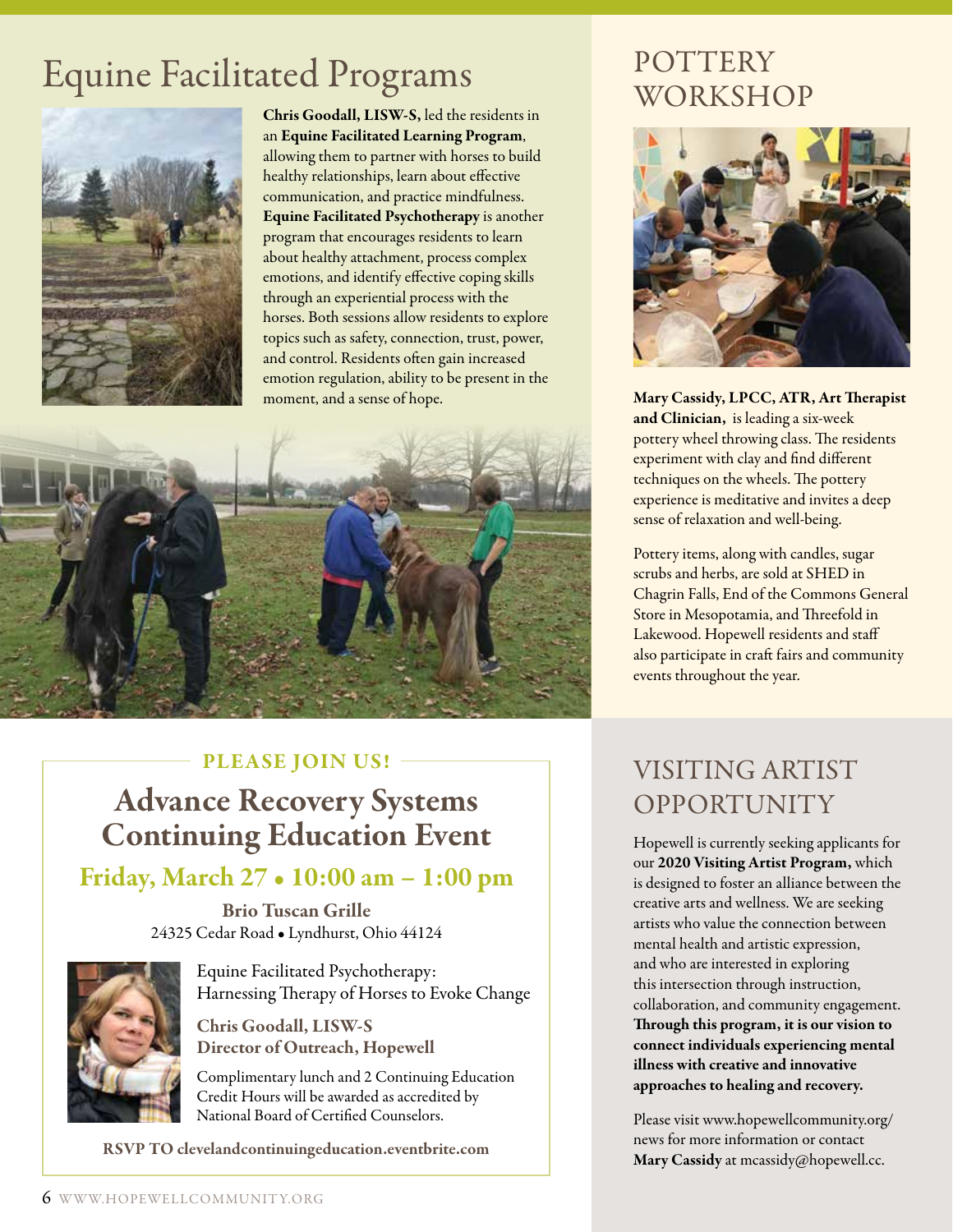# Equine Facilitated Programs

**Chris Goodall, LISW-S,** led the residents in an **Equine Facilitated Learning Program**, allowing them to partner with horses to build healthy relationships, learn about effective communication, and practice mindfulness. **Equine Facilitated Psychotherapy** is another program that encourages residents to learn about healthy attachment, process complex emotions, and identify effective coping skills through an experiential process with the horses. Both sessions allow residents to explore topics such as safety, connection, trust, power, and control. Residents often gain increased emotion regulation, ability to be present in the moment, and a sense of hope.

# POTTERY WORKSHOP

**Mary Cassidy, LPCC, ATR, Art Therapist and Clinician,** is leading a six-week pottery wheel throwing class. The residents experiment with clay and find different techniques on the wheels. The pottery experience is meditative and invites a deep sense of relaxation and well-being.

Pottery items, along with candles, sugar scrubs and herbs, are sold at SHED in Chagrin Falls, End of the Commons General Store in Mesopotamia, and Threefold in Lakewood. Hopewell residents and staff also participate in craft fairs and community events throughout the year.

### PLEASE JOIN US!

## Advance Recovery Systems Continuing Education Event

### Friday, March 27 • 10:00 am – 1:00 pm

**Brio Tuscan Grille**
24325 Cedar Road • Lyndhurst, Ohio 44124

Equine Facilitated Psychotherapy: Harnessing Therapy of Horses to Evoke Change

**Chris Goodall, LISW-S**
**Director of Outreach, Hopewell**

Complimentary lunch and 2 Continuing Education Credit Hours will be awarded as accredited by National Board of Certified Counselors.

**RSVP TO clevelandcontinuingeducation.eventbrite.com**

# VISITING ARTIST OPPORTUNITY

Hopewell is currently seeking applicants for our **2020 Visiting Artist Program,** which is designed to foster an alliance between the creative arts and wellness. We are seeking artists who value the connection between mental health and artistic expression, and who are interested in exploring this intersection through instruction, collaboration, and community engagement. **Through this program, it is our vision to connect individuals experiencing mental illness with creative and innovative approaches to healing and recovery.**

Please visit www.hopewellcommunity.org/news for more information or contact **Mary Cassidy** at mcassidy@hopewell.cc.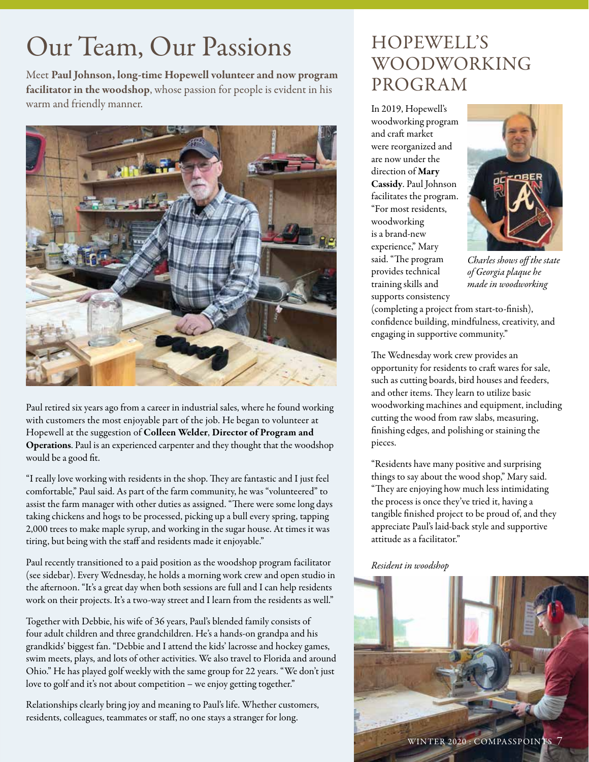# Our Team, Our Passions

Meet **Paul Johnson, long-time Hopewell volunteer and now program facilitator in the woodshop**, whose passion for people is evident in his warm and friendly manner.

Paul retired six years ago from a career in industrial sales, where he found working with customers the most enjoyable part of the job. He began to volunteer at Hopewell at the suggestion of **Colleen Welder**, **Director of Program and Operations**. Paul is an experienced carpenter and they thought that the woodshop would be a good fit.

"I really love working with residents in the shop. They are fantastic and I just feel comfortable," Paul said. As part of the farm community, he was "volunteered" to assist the farm manager with other duties as assigned. "There were some long days taking chickens and hogs to be processed, picking up a bull every spring, tapping 2,000 trees to make maple syrup, and working in the sugar house. At times it was tiring, but being with the staff and residents made it enjoyable."

Paul recently transitioned to a paid position as the woodshop program facilitator (see sidebar). Every Wednesday, he holds a morning work crew and open studio in the afternoon. "It's a great day when both sessions are full and I can help residents work on their projects. It's a two-way street and I learn from the residents as well."

Together with Debbie, his wife of 36 years, Paul's blended family consists of four adult children and three grandchildren. He's a hands-on grandpa and his grandkids' biggest fan. "Debbie and I attend the kids' lacrosse and hockey games, swim meets, plays, and lots of other activities. We also travel to Florida and around Ohio." He has played golf weekly with the same group for 22 years. "We don't just love to golf and it's not about competition – we enjoy getting together."

Relationships clearly bring joy and meaning to Paul's life. Whether customers, residents, colleagues, teammates or staff, no one stays a stranger for long.

## HOPEWELL'S WOODWORKING PROGRAM

In 2019, Hopewell's woodworking program and craft market were reorganized and are now under the direction of **Mary Cassidy**. Paul Johnson facilitates the program. "For most residents, woodworking is a brand-new experience," Mary said. "The program provides technical training skills and supports consistency (completing a project from start-to-finish), confidence building, mindfulness, creativity, and engaging in supportive community."

*Charles shows off the state of Georgia plaque he made in woodworking*

The Wednesday work crew provides an opportunity for residents to craft wares for sale, such as cutting boards, bird houses and feeders, and other items. They learn to utilize basic woodworking machines and equipment, including cutting the wood from raw slabs, measuring, finishing edges, and polishing or staining the pieces.

"Residents have many positive and surprising things to say about the wood shop," Mary said. "They are enjoying how much less intimidating the process is once they've tried it, having a tangible finished project to be proud of, and they appreciate Paul's laid-back style and supportive attitude as a facilitator."

*Resident in woodshop*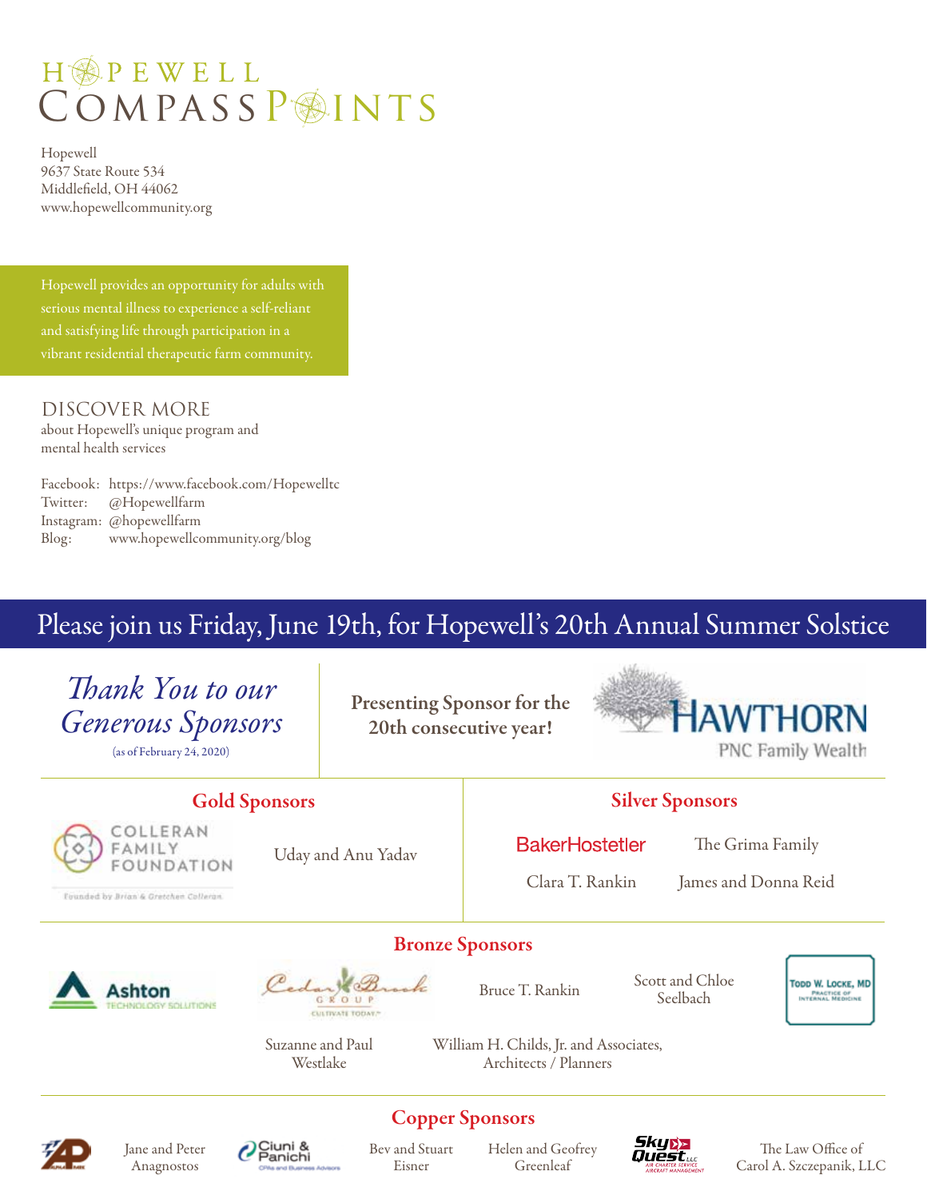# HOPEWELL COMPASSPOINTS

Hopewell
9637 State Route 534
Middlefield, OH 44062
www.hopewellcommunity.org

Hopewell provides an opportunity for adults with serious mental illness to experience a self-reliant and satisfying life through participation in a vibrant residential therapeutic farm community.

## DISCOVER MORE

about Hopewell's unique program and mental health services

Facebook: https://www.facebook.com/Hopewelltc
Twitter: @Hopewellfarm
Instagram: @hopewellfarm
Blog: www.hopewellcommunity.org/blog

## Please join us Friday, June 19th, for Hopewell's 20th Annual Summer Solstice

*Thank You to our Generous Sponsors*
(as of February 24, 2020)

**Presenting Sponsor for the 20th consecutive year!**

HAWTHORN PNC Family Wealth

### Gold Sponsors

Colleran Family Foundation — Founded by Brian & Gretchen Colleran

Uday and Anu Yadav

### Silver Sponsors

BakerHostetler

The Grima Family

Clara T. Rankin

James and Donna Reid

### Bronze Sponsors

Ashton Technology Solutions

Cedar Brook Group — Cultivate Today

Bruce T. Rankin

Scott and Chloe Seelbach

Todd W. Locke, MD — Practice of Internal Medicine

Suzanne and Paul Westlake

William H. Childs, Jr. and Associates, Architects / Planners

### Copper Sponsors

Jane and Peter Anagnostos

Ciuni & Panichi — CPAs and Business Advisors

Bev and Stuart Eisner

Helen and Geofrey Greenleaf

Sky Quest LLC — Air Charter Service, Aircraft Management

The Law Office of Carol A. Szczepanik, LLC